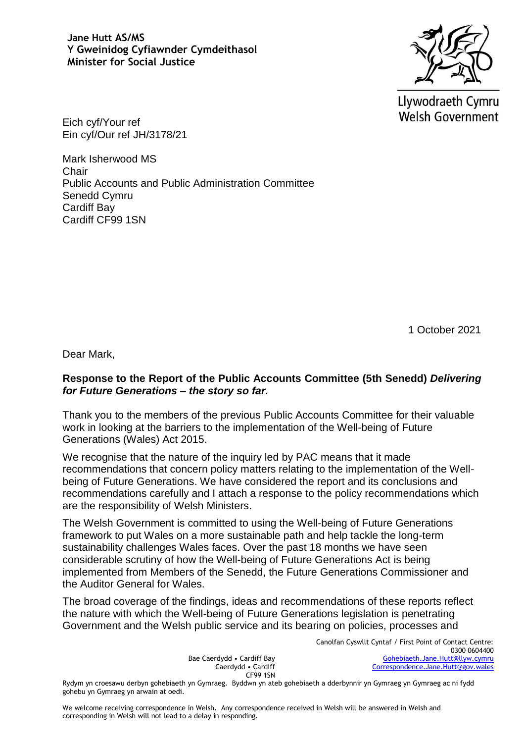**Jane Hutt AS/MS**
**Y Gweinidog Cyfiawnder Cymdeithasol**
**Minister for Social Justice**

Llywodraeth Cymru
Welsh Government

Eich cyf/Your ref
Ein cyf/Our ref JH/3178/21

Mark Isherwood MS
Chair
Public Accounts and Public Administration Committee
Senedd Cymru
Cardiff Bay
Cardiff CF99 1SN

1 October 2021

Dear Mark,

**Response to the Report of the Public Accounts Committee (5th Senedd)** ***Delivering for Future Generations – the story so far.***

Thank you to the members of the previous Public Accounts Committee for their valuable work in looking at the barriers to the implementation of the Well-being of Future Generations (Wales) Act 2015.

We recognise that the nature of the inquiry led by PAC means that it made recommendations that concern policy matters relating to the implementation of the Well-being of Future Generations. We have considered the report and its conclusions and recommendations carefully and I attach a response to the policy recommendations which are the responsibility of Welsh Ministers.

The Welsh Government is committed to using the Well-being of Future Generations framework to put Wales on a more sustainable path and help tackle the long-term sustainability challenges Wales faces. Over the past 18 months we have seen considerable scrutiny of how the Well-being of Future Generations Act is being implemented from Members of the Senedd, the Future Generations Commissioner and the Auditor General for Wales.

The broad coverage of the findings, ideas and recommendations of these reports reflect the nature with which the Well-being of Future Generations legislation is penetrating Government and the Welsh public service and its bearing on policies, processes and

Bae Caerdydd • Cardiff Bay
Caerdydd • Cardiff
CF99 1SN

Canolfan Cyswllt Cyntaf / First Point of Contact Centre:
0300 0604400
Gohebiaeth.Jane.Hutt@llyw.cymru
Correspondence.Jane.Hutt@gov.wales

Rydym yn croesawu derbyn gohebiaeth yn Gymraeg. Byddwn yn ateb gohebiaeth a dderbynnir yn Gymraeg yn Gymraeg ac ni fydd gohebu yn Gymraeg yn arwain at oedi.

We welcome receiving correspondence in Welsh. Any correspondence received in Welsh will be answered in Welsh and corresponding in Welsh will not lead to a delay in responding.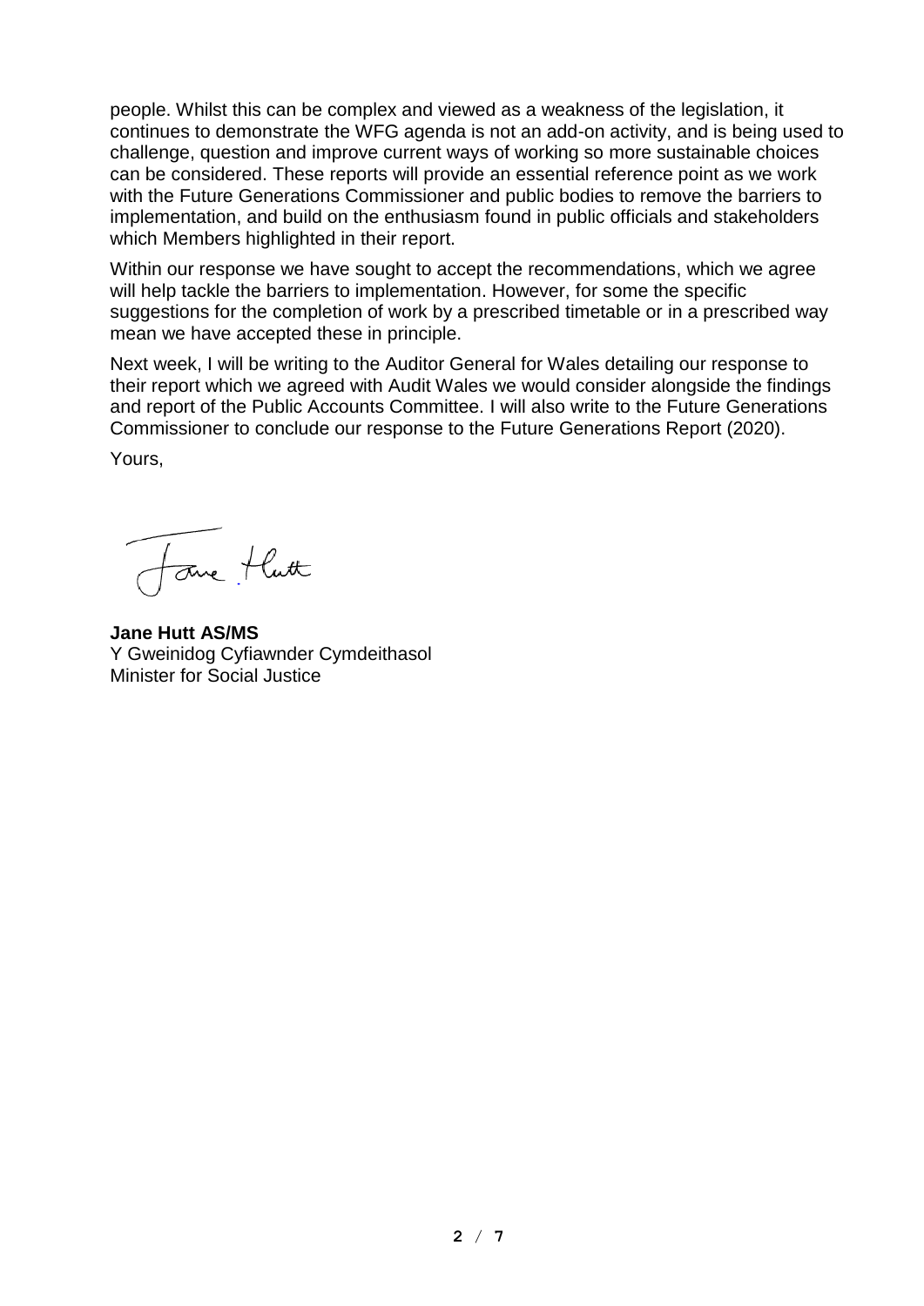people. Whilst this can be complex and viewed as a weakness of the legislation, it continues to demonstrate the WFG agenda is not an add-on activity, and is being used to challenge, question and improve current ways of working so more sustainable choices can be considered. These reports will provide an essential reference point as we work with the Future Generations Commissioner and public bodies to remove the barriers to implementation, and build on the enthusiasm found in public officials and stakeholders which Members highlighted in their report.

Within our response we have sought to accept the recommendations, which we agree will help tackle the barriers to implementation. However, for some the specific suggestions for the completion of work by a prescribed timetable or in a prescribed way mean we have accepted these in principle.

Next week, I will be writing to the Auditor General for Wales detailing our response to their report which we agreed with Audit Wales we would consider alongside the findings and report of the Public Accounts Committee. I will also write to the Future Generations Commissioner to conclude our response to the Future Generations Report (2020).

Yours,

**Jane Hutt AS/MS**
Y Gweinidog Cyfiawnder Cymdeithasol
Minister for Social Justice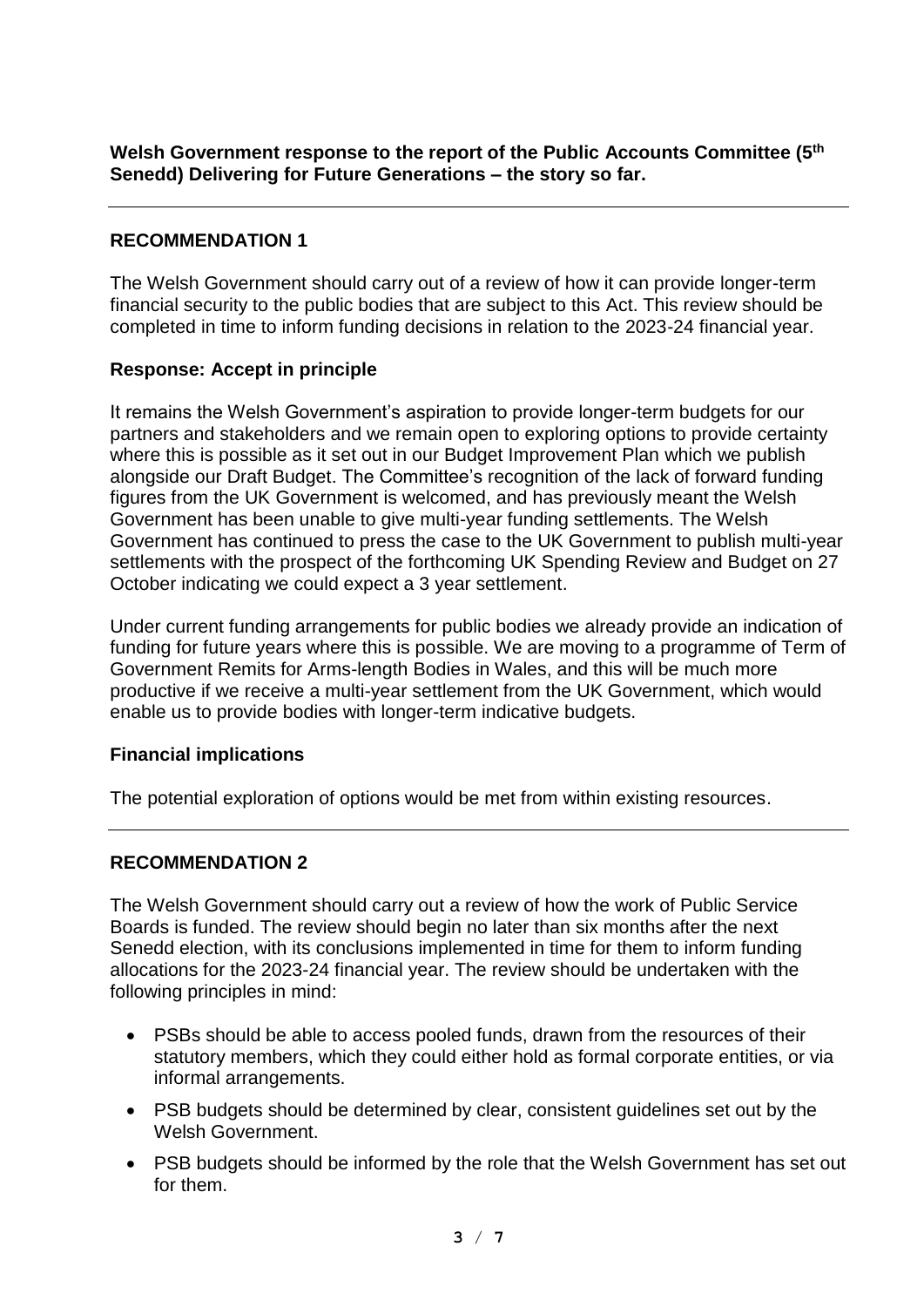**Welsh Government response to the report of the Public Accounts Committee (5th Senedd) Delivering for Future Generations – the story so far.**

---

**RECOMMENDATION 1**

The Welsh Government should carry out of a review of how it can provide longer-term financial security to the public bodies that are subject to this Act. This review should be completed in time to inform funding decisions in relation to the 2023-24 financial year.

**Response: Accept in principle**

It remains the Welsh Government's aspiration to provide longer-term budgets for our partners and stakeholders and we remain open to exploring options to provide certainty where this is possible as it set out in our Budget Improvement Plan which we publish alongside our Draft Budget. The Committee's recognition of the lack of forward funding figures from the UK Government is welcomed, and has previously meant the Welsh Government has been unable to give multi-year funding settlements. The Welsh Government has continued to press the case to the UK Government to publish multi-year settlements with the prospect of the forthcoming UK Spending Review and Budget on 27 October indicating we could expect a 3 year settlement.

Under current funding arrangements for public bodies we already provide an indication of funding for future years where this is possible. We are moving to a programme of Term of Government Remits for Arms-length Bodies in Wales, and this will be much more productive if we receive a multi-year settlement from the UK Government, which would enable us to provide bodies with longer-term indicative budgets.

**Financial implications**

The potential exploration of options would be met from within existing resources.

---

**RECOMMENDATION 2**

The Welsh Government should carry out a review of how the work of Public Service Boards is funded. The review should begin no later than six months after the next Senedd election, with its conclusions implemented in time for them to inform funding allocations for the 2023-24 financial year. The review should be undertaken with the following principles in mind:

- PSBs should be able to access pooled funds, drawn from the resources of their statutory members, which they could either hold as formal corporate entities, or via informal arrangements.
- PSB budgets should be determined by clear, consistent guidelines set out by the Welsh Government.
- PSB budgets should be informed by the role that the Welsh Government has set out for them.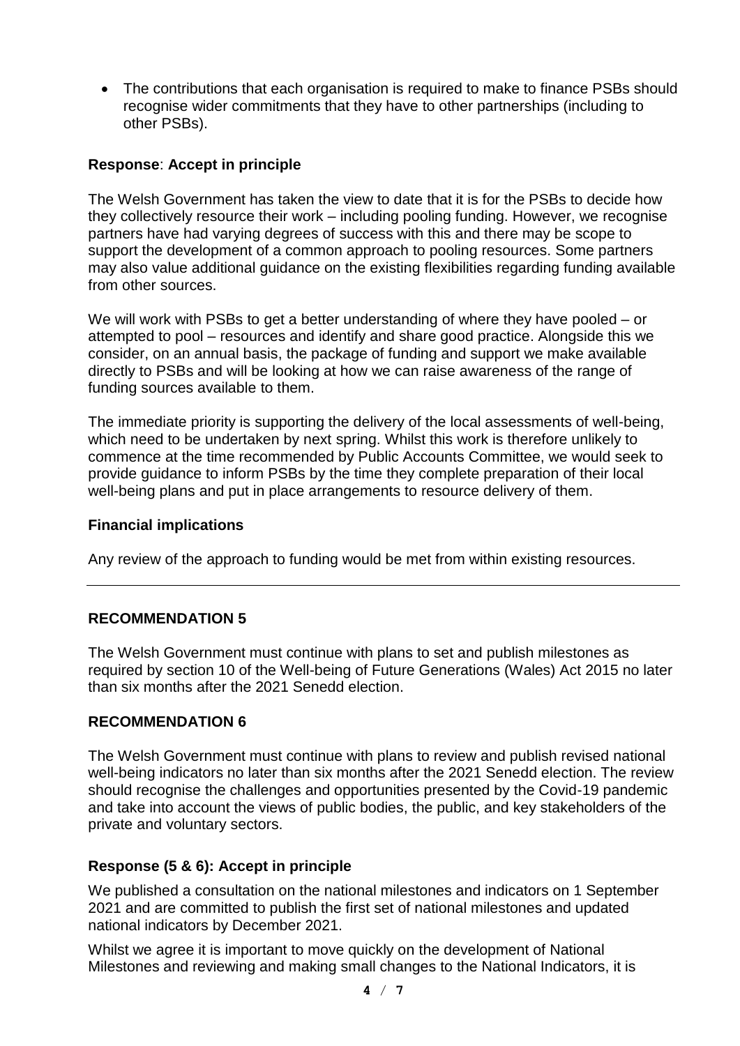- The contributions that each organisation is required to make to finance PSBs should recognise wider commitments that they have to other partnerships (including to other PSBs).

**Response**: **Accept in principle**

The Welsh Government has taken the view to date that it is for the PSBs to decide how they collectively resource their work – including pooling funding. However, we recognise partners have had varying degrees of success with this and there may be scope to support the development of a common approach to pooling resources. Some partners may also value additional guidance on the existing flexibilities regarding funding available from other sources.

We will work with PSBs to get a better understanding of where they have pooled – or attempted to pool – resources and identify and share good practice. Alongside this we consider, on an annual basis, the package of funding and support we make available directly to PSBs and will be looking at how we can raise awareness of the range of funding sources available to them.

The immediate priority is supporting the delivery of the local assessments of well-being, which need to be undertaken by next spring. Whilst this work is therefore unlikely to commence at the time recommended by Public Accounts Committee, we would seek to provide guidance to inform PSBs by the time they complete preparation of their local well-being plans and put in place arrangements to resource delivery of them.

**Financial implications**

Any review of the approach to funding would be met from within existing resources.

---

**RECOMMENDATION 5**

The Welsh Government must continue with plans to set and publish milestones as required by section 10 of the Well-being of Future Generations (Wales) Act 2015 no later than six months after the 2021 Senedd election.

**RECOMMENDATION 6**

The Welsh Government must continue with plans to review and publish revised national well-being indicators no later than six months after the 2021 Senedd election. The review should recognise the challenges and opportunities presented by the Covid-19 pandemic and take into account the views of public bodies, the public, and key stakeholders of the private and voluntary sectors.

**Response (5 & 6): Accept in principle**

We published a consultation on the national milestones and indicators on 1 September 2021 and are committed to publish the first set of national milestones and updated national indicators by December 2021.

Whilst we agree it is important to move quickly on the development of National Milestones and reviewing and making small changes to the National Indicators, it is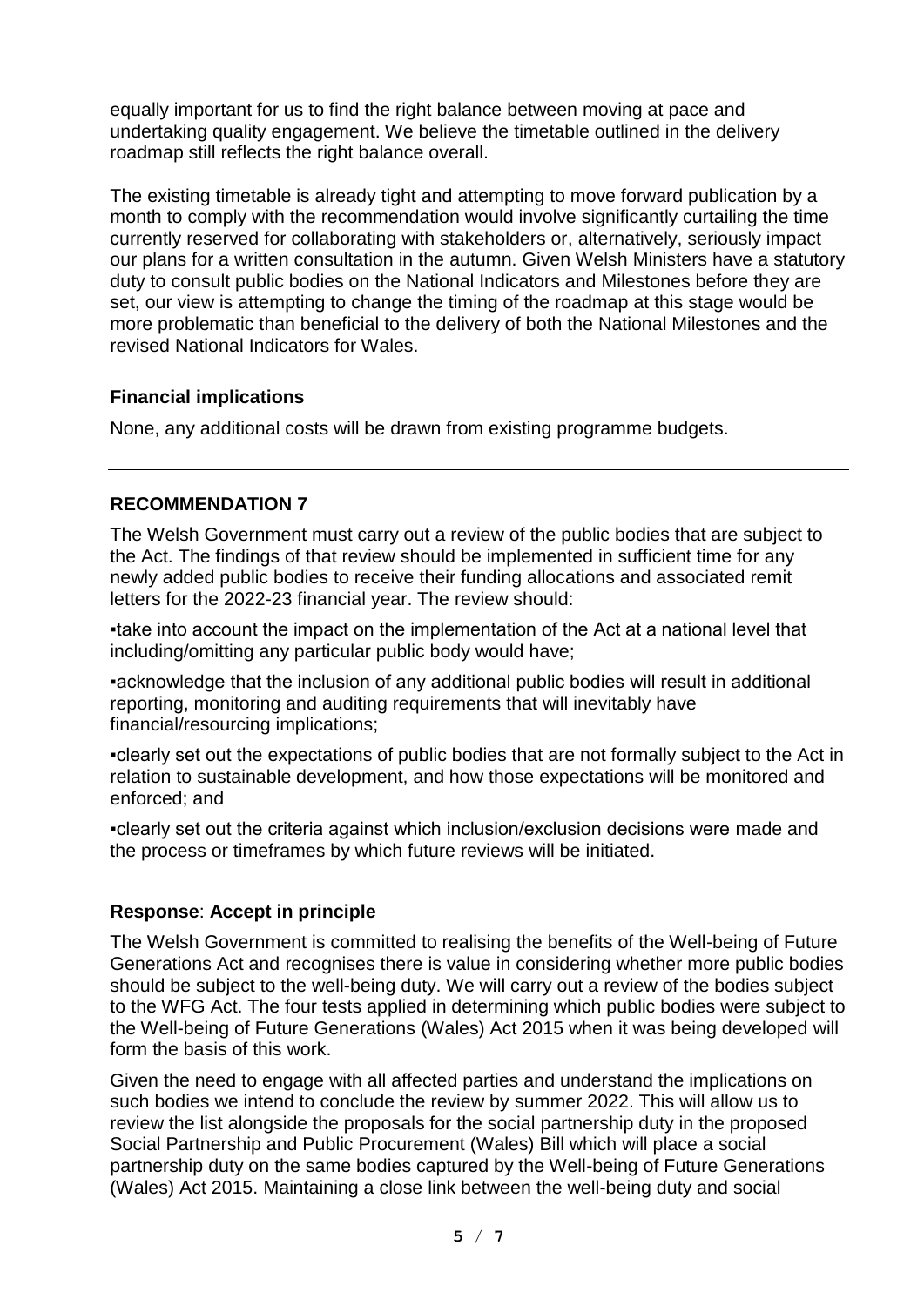equally important for us to find the right balance between moving at pace and undertaking quality engagement. We believe the timetable outlined in the delivery roadmap still reflects the right balance overall.

The existing timetable is already tight and attempting to move forward publication by a month to comply with the recommendation would involve significantly curtailing the time currently reserved for collaborating with stakeholders or, alternatively, seriously impact our plans for a written consultation in the autumn. Given Welsh Ministers have a statutory duty to consult public bodies on the National Indicators and Milestones before they are set, our view is attempting to change the timing of the roadmap at this stage would be more problematic than beneficial to the delivery of both the National Milestones and the revised National Indicators for Wales.

**Financial implications**

None, any additional costs will be drawn from existing programme budgets.

---

**RECOMMENDATION 7**

The Welsh Government must carry out a review of the public bodies that are subject to the Act. The findings of that review should be implemented in sufficient time for any newly added public bodies to receive their funding allocations and associated remit letters for the 2022-23 financial year. The review should:

▪take into account the impact on the implementation of the Act at a national level that including/omitting any particular public body would have;

▪acknowledge that the inclusion of any additional public bodies will result in additional reporting, monitoring and auditing requirements that will inevitably have financial/resourcing implications;

▪clearly set out the expectations of public bodies that are not formally subject to the Act in relation to sustainable development, and how those expectations will be monitored and enforced; and

▪clearly set out the criteria against which inclusion/exclusion decisions were made and the process or timeframes by which future reviews will be initiated.

**Response**: **Accept in principle**

The Welsh Government is committed to realising the benefits of the Well-being of Future Generations Act and recognises there is value in considering whether more public bodies should be subject to the well-being duty. We will carry out a review of the bodies subject to the WFG Act. The four tests applied in determining which public bodies were subject to the Well-being of Future Generations (Wales) Act 2015 when it was being developed will form the basis of this work.

Given the need to engage with all affected parties and understand the implications on such bodies we intend to conclude the review by summer 2022. This will allow us to review the list alongside the proposals for the social partnership duty in the proposed Social Partnership and Public Procurement (Wales) Bill which will place a social partnership duty on the same bodies captured by the Well-being of Future Generations (Wales) Act 2015. Maintaining a close link between the well-being duty and social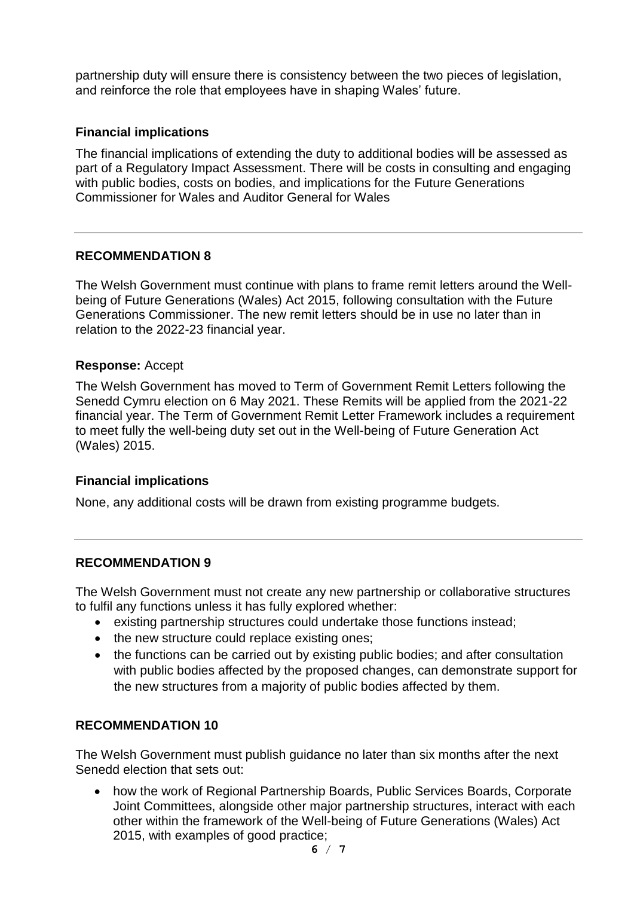partnership duty will ensure there is consistency between the two pieces of legislation, and reinforce the role that employees have in shaping Wales' future.

**Financial implications**

The financial implications of extending the duty to additional bodies will be assessed as part of a Regulatory Impact Assessment. There will be costs in consulting and engaging with public bodies, costs on bodies, and implications for the Future Generations Commissioner for Wales and Auditor General for Wales

---

**RECOMMENDATION 8**

The Welsh Government must continue with plans to frame remit letters around the Well-being of Future Generations (Wales) Act 2015, following consultation with the Future Generations Commissioner. The new remit letters should be in use no later than in relation to the 2022-23 financial year.

**Response:** Accept

The Welsh Government has moved to Term of Government Remit Letters following the Senedd Cymru election on 6 May 2021. These Remits will be applied from the 2021-22 financial year. The Term of Government Remit Letter Framework includes a requirement to meet fully the well-being duty set out in the Well-being of Future Generation Act (Wales) 2015.

**Financial implications**

None, any additional costs will be drawn from existing programme budgets.

---

**RECOMMENDATION 9**

The Welsh Government must not create any new partnership or collaborative structures to fulfil any functions unless it has fully explored whether:

- existing partnership structures could undertake those functions instead;
- the new structure could replace existing ones;
- the functions can be carried out by existing public bodies; and after consultation with public bodies affected by the proposed changes, can demonstrate support for the new structures from a majority of public bodies affected by them.

**RECOMMENDATION 10**

The Welsh Government must publish guidance no later than six months after the next Senedd election that sets out:

- how the work of Regional Partnership Boards, Public Services Boards, Corporate Joint Committees, alongside other major partnership structures, interact with each other within the framework of the Well-being of Future Generations (Wales) Act 2015, with examples of good practice;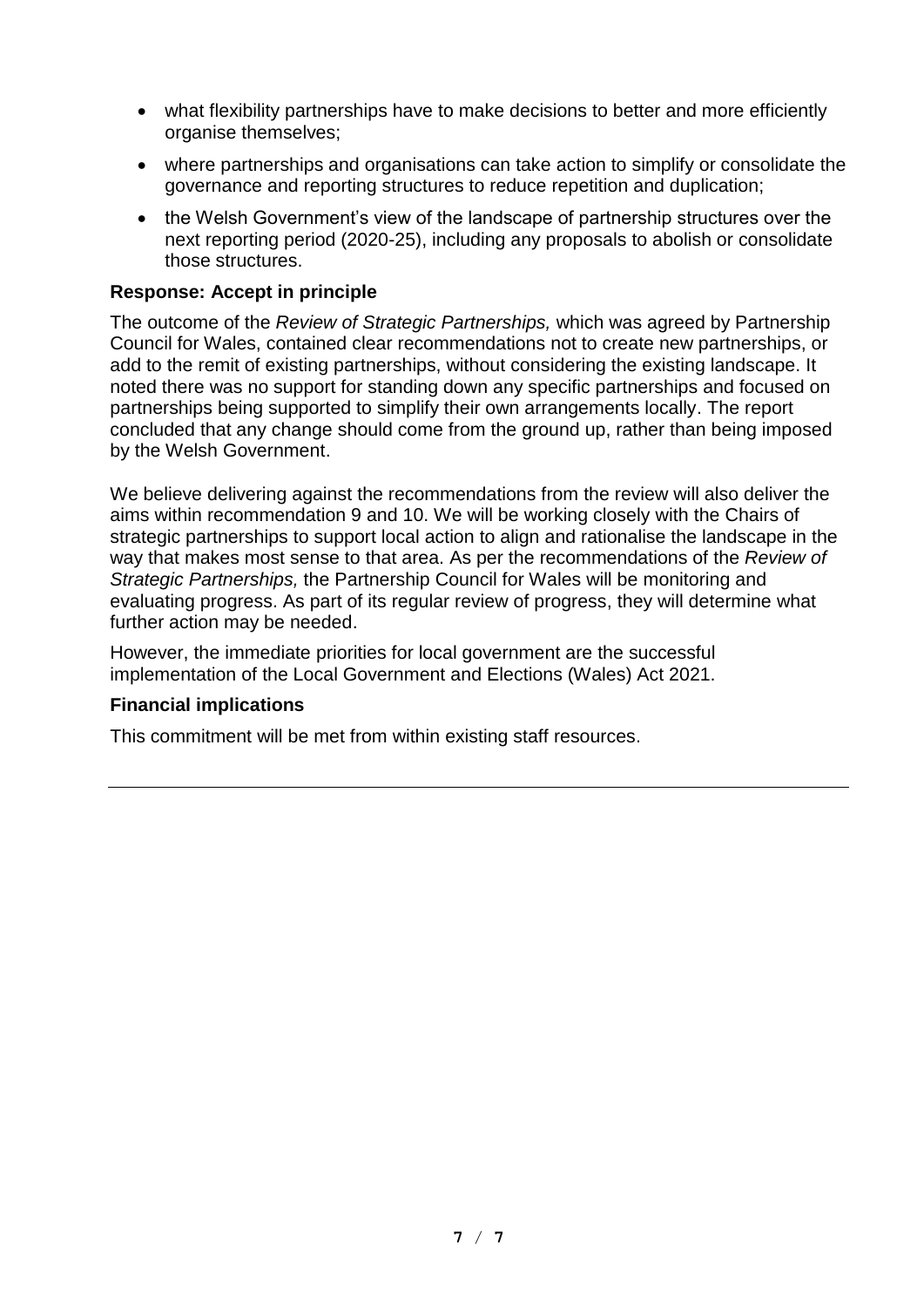- what flexibility partnerships have to make decisions to better and more efficiently organise themselves;
- where partnerships and organisations can take action to simplify or consolidate the governance and reporting structures to reduce repetition and duplication;
- the Welsh Government's view of the landscape of partnership structures over the next reporting period (2020-25), including any proposals to abolish or consolidate those structures.

**Response: Accept in principle**

The outcome of the *Review of Strategic Partnerships,* which was agreed by Partnership Council for Wales, contained clear recommendations not to create new partnerships, or add to the remit of existing partnerships, without considering the existing landscape. It noted there was no support for standing down any specific partnerships and focused on partnerships being supported to simplify their own arrangements locally. The report concluded that any change should come from the ground up, rather than being imposed by the Welsh Government.

We believe delivering against the recommendations from the review will also deliver the aims within recommendation 9 and 10. We will be working closely with the Chairs of strategic partnerships to support local action to align and rationalise the landscape in the way that makes most sense to that area. As per the recommendations of the *Review of Strategic Partnerships,* the Partnership Council for Wales will be monitoring and evaluating progress. As part of its regular review of progress, they will determine what further action may be needed.

However, the immediate priorities for local government are the successful implementation of the Local Government and Elections (Wales) Act 2021.

**Financial implications**

This commitment will be met from within existing staff resources.

---